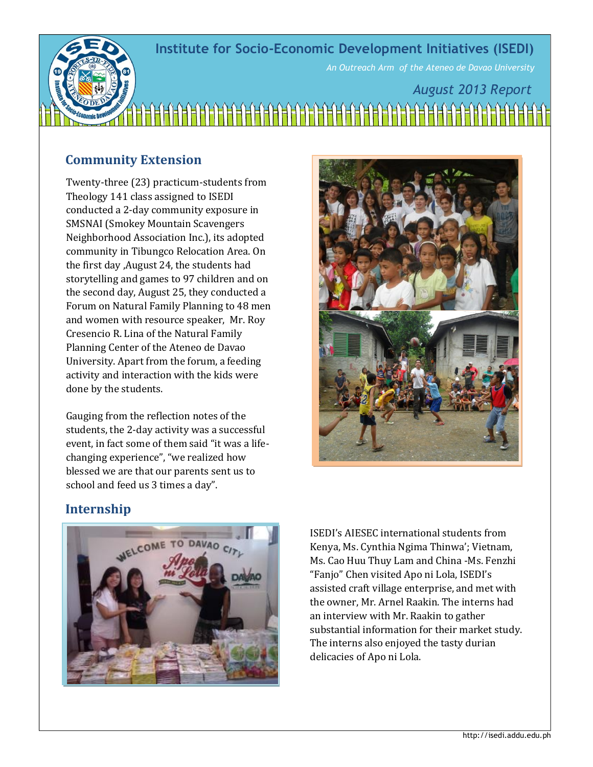# Institute for Socio-Economic Development Initiatives (ISEDI)

*An Outreach Arm of the Ateneo de Davao University*

*August 2013 Report*

## Community Extension

Twenty-three (23) practicum-students from Theology 141 class assigned to ISEDI conducted a 2-day community exposure in SMSNAI (Smokey Mountain Scavengers Neighborhood Association Inc.), its adopted community in Tibungco Relocation Area. On the first day ,August 24, the students had storytelling and games to 97 children and on the second day, August 25, they conducted a Forum on Natural Family Planning to 48 men and women with resource speaker, Mr. Roy Cresencio R. Lina of the Natural Family Planning Center of the Ateneo de Davao University. Apart from the forum, a feeding activity and interaction with the kids were done by the students.

Gauging from the reflection notes of the students, the 2-day activity was a successful event, in fact some of them said "it was a life-changing experience", "we realized how blessed we are that our parents sent us to school and feed us 3 times a day".

## Internship

ISEDI's AIESEC international students from Kenya, Ms. Cynthia Ngima Thinwa'; Vietnam, Ms. Cao Huu Thuy Lam and China -Ms. Fenzhi "Fanjo" Chen visited Apo ni Lola, ISEDI's assisted craft village enterprise, and met with the owner, Mr. Arnel Raakin. The interns had an interview with Mr. Raakin to gather substantial information for their market study. The interns also enjoyed the tasty durian delicacies of Apo ni Lola.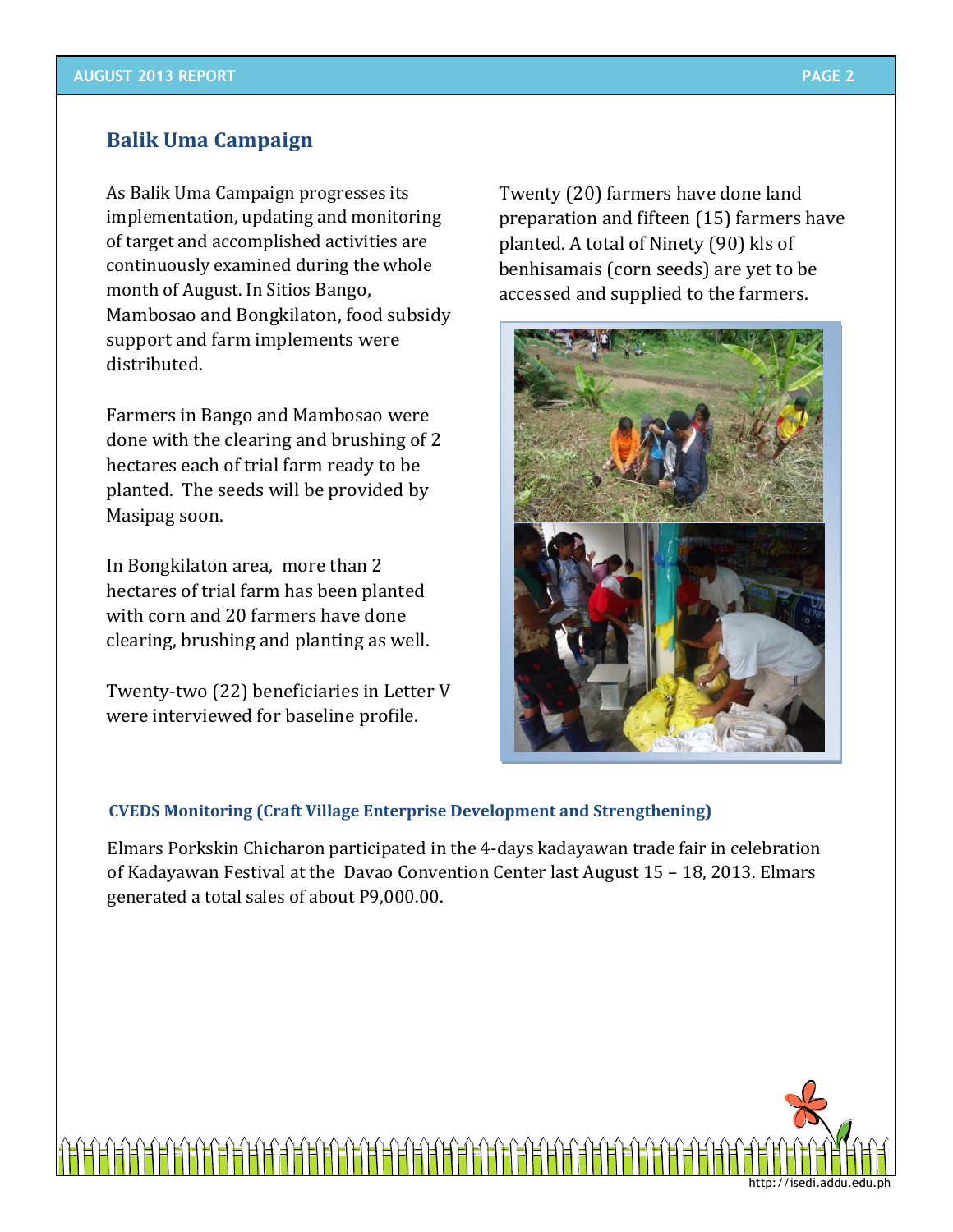## Balik Uma Campaign

As Balik Uma Campaign progresses its implementation, updating and monitoring of target and accomplished activities are continuously examined during the whole month of August. In Sitios Bango, Mambosao and Bongkilaton, food subsidy support and farm implements were distributed.

Farmers in Bango and Mambosao were done with the clearing and brushing of 2 hectares each of trial farm ready to be planted. The seeds will be provided by Masipag soon.

In Bongkilaton area, more than 2 hectares of trial farm has been planted with corn and 20 farmers have done clearing, brushing and planting as well.

Twenty-two (22) beneficiaries in Letter V were interviewed for baseline profile.

Twenty (20) farmers have done land preparation and fifteen (15) farmers have planted. A total of Ninety (90) kls of benhisamais (corn seeds) are yet to be accessed and supplied to the farmers.

### CVEDS Monitoring (Craft Village Enterprise Development and Strengthening)

Elmars Porkskin Chicharon participated in the 4-days kadayawan trade fair in celebration of Kadayawan Festival at the Davao Convention Center last August 15 – 18, 2013. Elmars generated a total sales of about P9,000.00.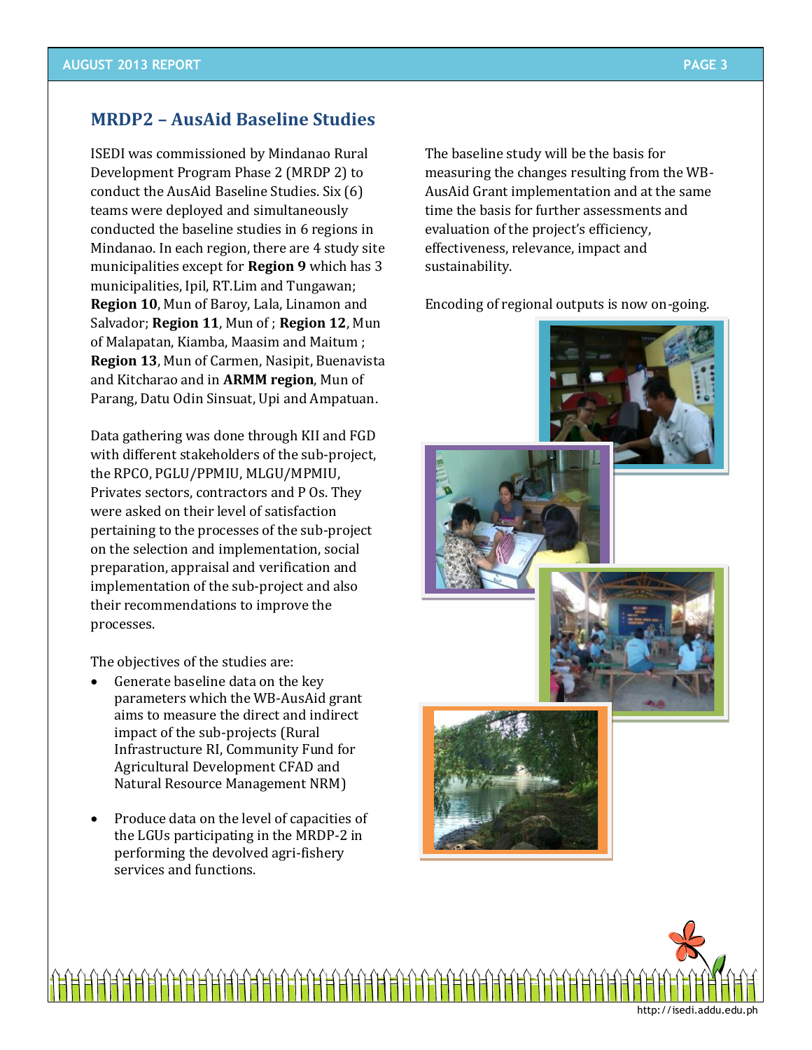## MRDP2 – AusAid Baseline Studies

ISEDI was commissioned by Mindanao Rural Development Program Phase 2 (MRDP 2) to conduct the AusAid Baseline Studies. Six (6) teams were deployed and simultaneously conducted the baseline studies in 6 regions in Mindanao. In each region, there are 4 study site municipalities except for **Region 9** which has 3 municipalities, Ipil, RT.Lim and Tungawan; **Region 10**, Mun of Baroy, Lala, Linamon and Salvador; **Region 11**, Mun of ; **Region 12**, Mun of Malapatan, Kiamba, Maasim and Maitum ; **Region 13**, Mun of Carmen, Nasipit, Buenavista and Kitcharao and in **ARMM region**, Mun of Parang, Datu Odin Sinsuat, Upi and Ampatuan.

Data gathering was done through KII and FGD with different stakeholders of the sub-project, the RPCO, PGLU/PPMIU, MLGU/MPMIU, Privates sectors, contractors and P Os. They were asked on their level of satisfaction pertaining to the processes of the sub-project on the selection and implementation, social preparation, appraisal and verification and implementation of the sub-project and also their recommendations to improve the processes.

The objectives of the studies are:

- Generate baseline data on the key parameters which the WB-AusAid grant aims to measure the direct and indirect impact of the sub-projects (Rural Infrastructure RI, Community Fund for Agricultural Development CFAD and Natural Resource Management NRM)
- Produce data on the level of capacities of the LGUs participating in the MRDP-2 in performing the devolved agri-fishery services and functions.

The baseline study will be the basis for measuring the changes resulting from the WB-AusAid Grant implementation and at the same time the basis for further assessments and evaluation of the project's efficiency, effectiveness, relevance, impact and sustainability.

Encoding of regional outputs is now on-going.